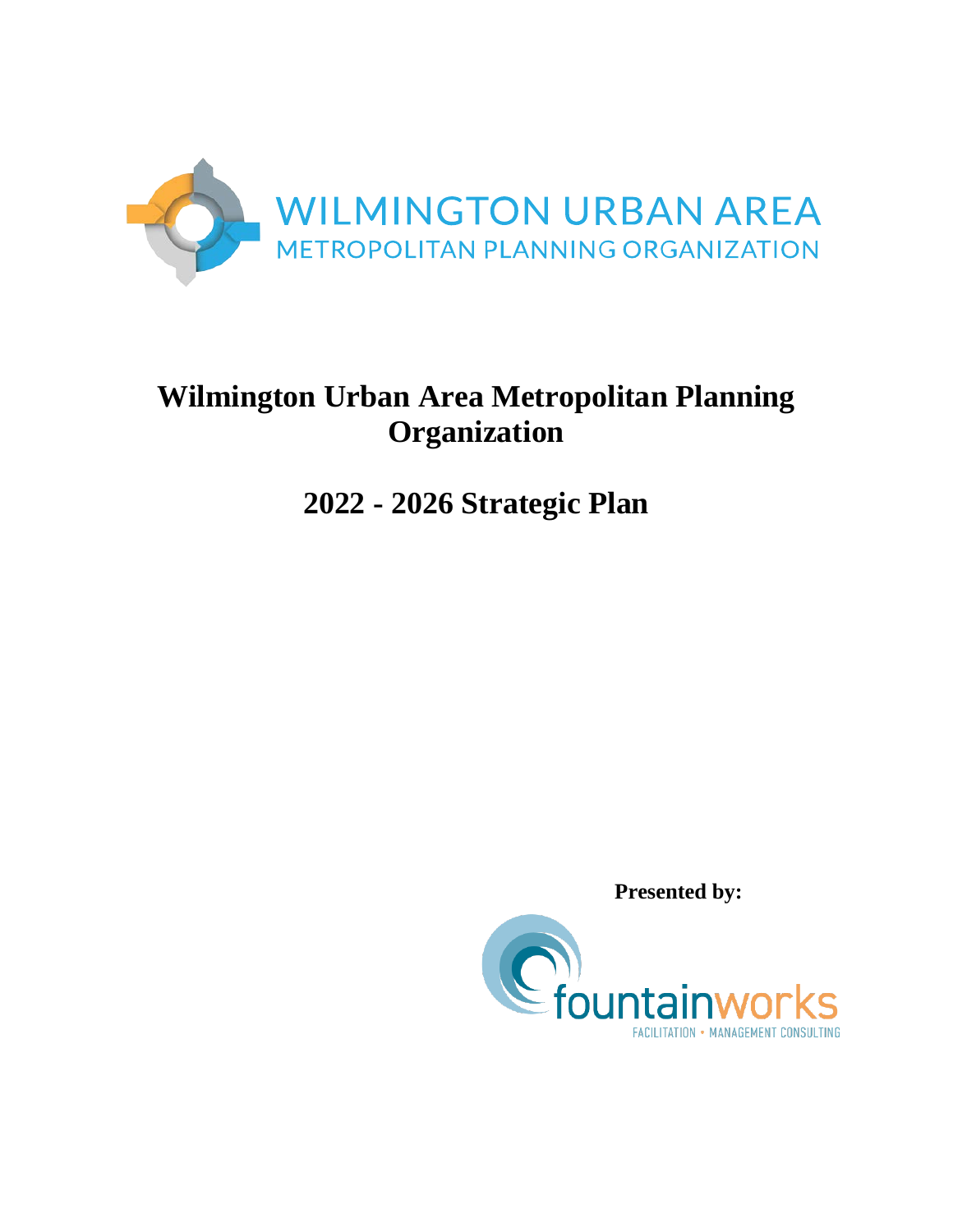WILMINGTON URBAN AREA
METROPOLITAN PLANNING ORGANIZATION

# Wilmington Urban Area Metropolitan Planning Organization

# 2022 - 2026 Strategic Plan

**Presented by:**

fountainworks
FACILITATION • MANAGEMENT CONSULTING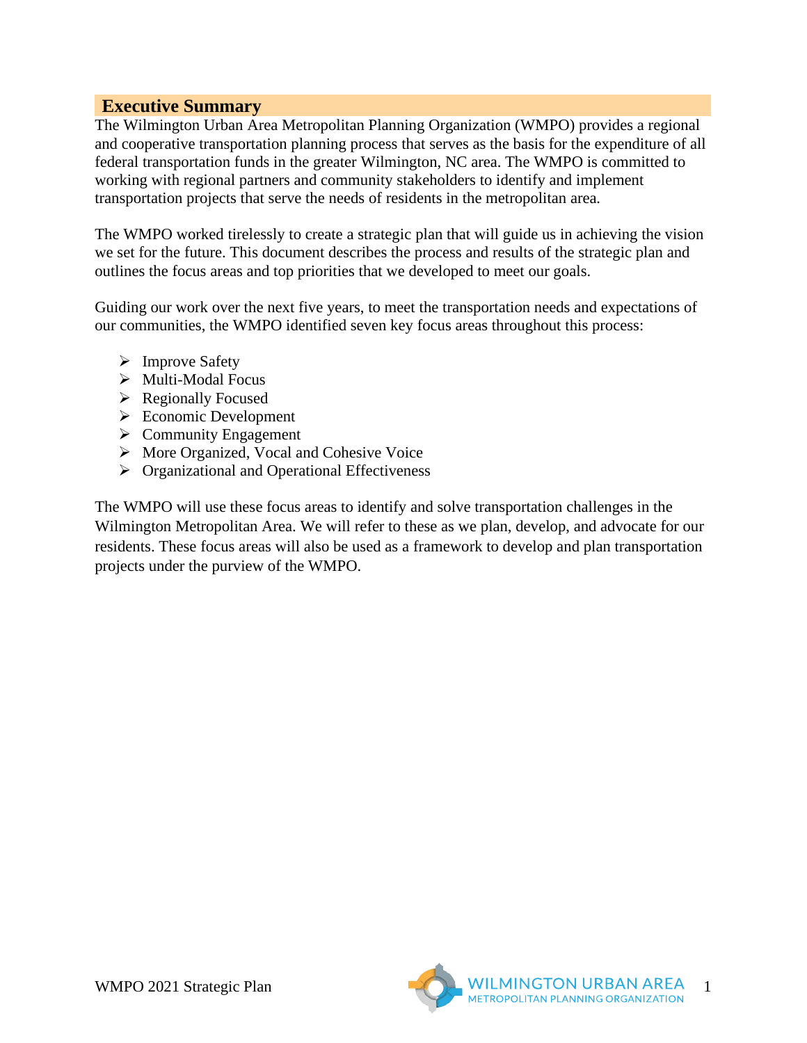## Executive Summary

The Wilmington Urban Area Metropolitan Planning Organization (WMPO) provides a regional and cooperative transportation planning process that serves as the basis for the expenditure of all federal transportation funds in the greater Wilmington, NC area. The WMPO is committed to working with regional partners and community stakeholders to identify and implement transportation projects that serve the needs of residents in the metropolitan area.

The WMPO worked tirelessly to create a strategic plan that will guide us in achieving the vision we set for the future. This document describes the process and results of the strategic plan and outlines the focus areas and top priorities that we developed to meet our goals.

Guiding our work over the next five years, to meet the transportation needs and expectations of our communities, the WMPO identified seven key focus areas throughout this process:

- Improve Safety
- Multi-Modal Focus
- Regionally Focused
- Economic Development
- Community Engagement
- More Organized, Vocal and Cohesive Voice
- Organizational and Operational Effectiveness

The WMPO will use these focus areas to identify and solve transportation challenges in the Wilmington Metropolitan Area. We will refer to these as we plan, develop, and advocate for our residents. These focus areas will also be used as a framework to develop and plan transportation projects under the purview of the WMPO.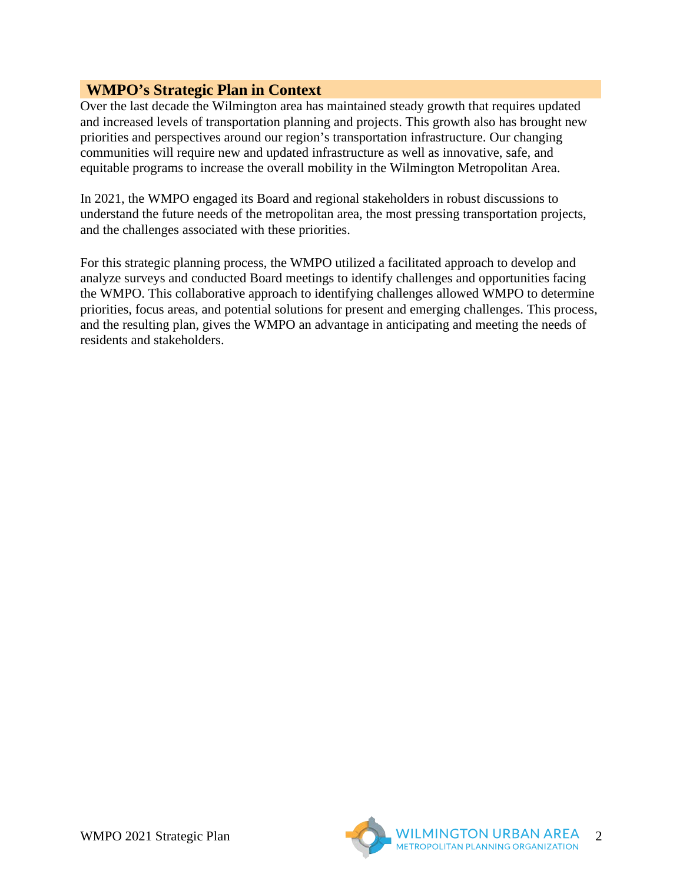## WMPO's Strategic Plan in Context

Over the last decade the Wilmington area has maintained steady growth that requires updated and increased levels of transportation planning and projects. This growth also has brought new priorities and perspectives around our region's transportation infrastructure. Our changing communities will require new and updated infrastructure as well as innovative, safe, and equitable programs to increase the overall mobility in the Wilmington Metropolitan Area.

In 2021, the WMPO engaged its Board and regional stakeholders in robust discussions to understand the future needs of the metropolitan area, the most pressing transportation projects, and the challenges associated with these priorities.

For this strategic planning process, the WMPO utilized a facilitated approach to develop and analyze surveys and conducted Board meetings to identify challenges and opportunities facing the WMPO. This collaborative approach to identifying challenges allowed WMPO to determine priorities, focus areas, and potential solutions for present and emerging challenges. This process, and the resulting plan, gives the WMPO an advantage in anticipating and meeting the needs of residents and stakeholders.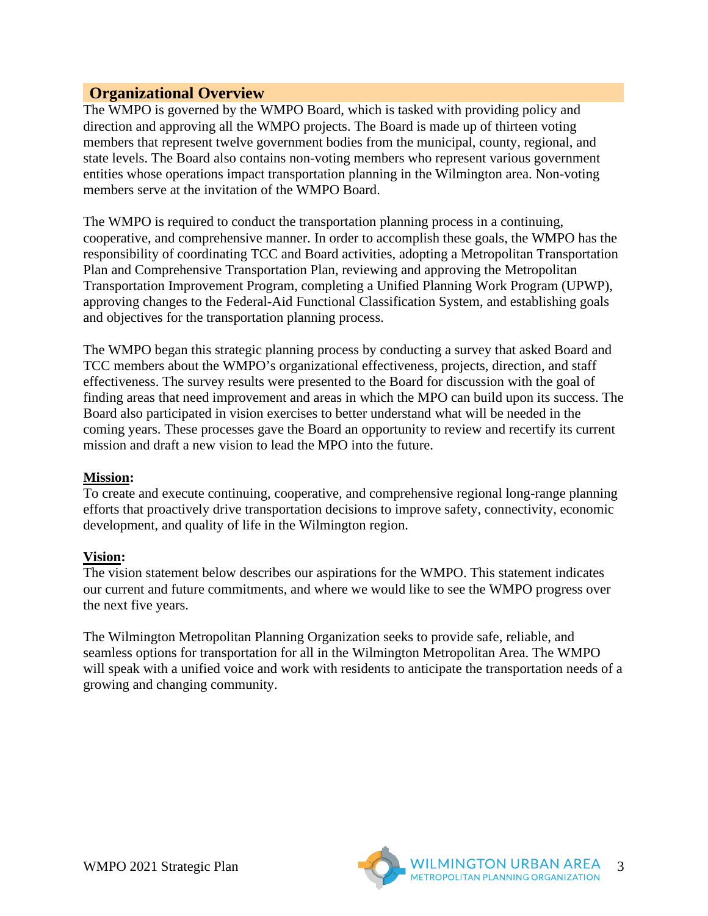## Organizational Overview

The WMPO is governed by the WMPO Board, which is tasked with providing policy and direction and approving all the WMPO projects. The Board is made up of thirteen voting members that represent twelve government bodies from the municipal, county, regional, and state levels. The Board also contains non-voting members who represent various government entities whose operations impact transportation planning in the Wilmington area. Non-voting members serve at the invitation of the WMPO Board.

The WMPO is required to conduct the transportation planning process in a continuing, cooperative, and comprehensive manner. In order to accomplish these goals, the WMPO has the responsibility of coordinating TCC and Board activities, adopting a Metropolitan Transportation Plan and Comprehensive Transportation Plan, reviewing and approving the Metropolitan Transportation Improvement Program, completing a Unified Planning Work Program (UPWP), approving changes to the Federal-Aid Functional Classification System, and establishing goals and objectives for the transportation planning process.

The WMPO began this strategic planning process by conducting a survey that asked Board and TCC members about the WMPO's organizational effectiveness, projects, direction, and staff effectiveness. The survey results were presented to the Board for discussion with the goal of finding areas that need improvement and areas in which the MPO can build upon its success. The Board also participated in vision exercises to better understand what will be needed in the coming years. These processes gave the Board an opportunity to review and recertify its current mission and draft a new vision to lead the MPO into the future.

**Mission:**
To create and execute continuing, cooperative, and comprehensive regional long-range planning efforts that proactively drive transportation decisions to improve safety, connectivity, economic development, and quality of life in the Wilmington region.

**Vision:**
The vision statement below describes our aspirations for the WMPO. This statement indicates our current and future commitments, and where we would like to see the WMPO progress over the next five years.

The Wilmington Metropolitan Planning Organization seeks to provide safe, reliable, and seamless options for transportation for all in the Wilmington Metropolitan Area. The WMPO will speak with a unified voice and work with residents to anticipate the transportation needs of a growing and changing community.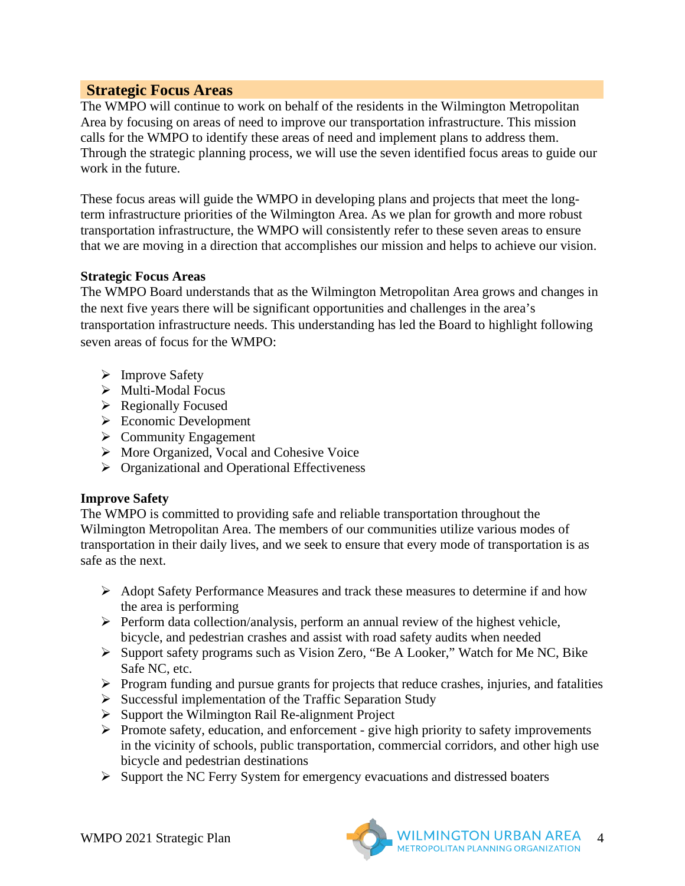## Strategic Focus Areas

The WMPO will continue to work on behalf of the residents in the Wilmington Metropolitan Area by focusing on areas of need to improve our transportation infrastructure. This mission calls for the WMPO to identify these areas of need and implement plans to address them. Through the strategic planning process, we will use the seven identified focus areas to guide our work in the future.

These focus areas will guide the WMPO in developing plans and projects that meet the long-term infrastructure priorities of the Wilmington Area. As we plan for growth and more robust transportation infrastructure, the WMPO will consistently refer to these seven areas to ensure that we are moving in a direction that accomplishes our mission and helps to achieve our vision.

### Strategic Focus Areas

The WMPO Board understands that as the Wilmington Metropolitan Area grows and changes in the next five years there will be significant opportunities and challenges in the area's transportation infrastructure needs. This understanding has led the Board to highlight following seven areas of focus for the WMPO:

- Improve Safety
- Multi-Modal Focus
- Regionally Focused
- Economic Development
- Community Engagement
- More Organized, Vocal and Cohesive Voice
- Organizational and Operational Effectiveness

### Improve Safety

The WMPO is committed to providing safe and reliable transportation throughout the Wilmington Metropolitan Area. The members of our communities utilize various modes of transportation in their daily lives, and we seek to ensure that every mode of transportation is as safe as the next.

- Adopt Safety Performance Measures and track these measures to determine if and how the area is performing
- Perform data collection/analysis, perform an annual review of the highest vehicle, bicycle, and pedestrian crashes and assist with road safety audits when needed
- Support safety programs such as Vision Zero, "Be A Looker," Watch for Me NC, Bike Safe NC, etc.
- Program funding and pursue grants for projects that reduce crashes, injuries, and fatalities
- Successful implementation of the Traffic Separation Study
- Support the Wilmington Rail Re-alignment Project
- Promote safety, education, and enforcement - give high priority to safety improvements in the vicinity of schools, public transportation, commercial corridors, and other high use bicycle and pedestrian destinations
- Support the NC Ferry System for emergency evacuations and distressed boaters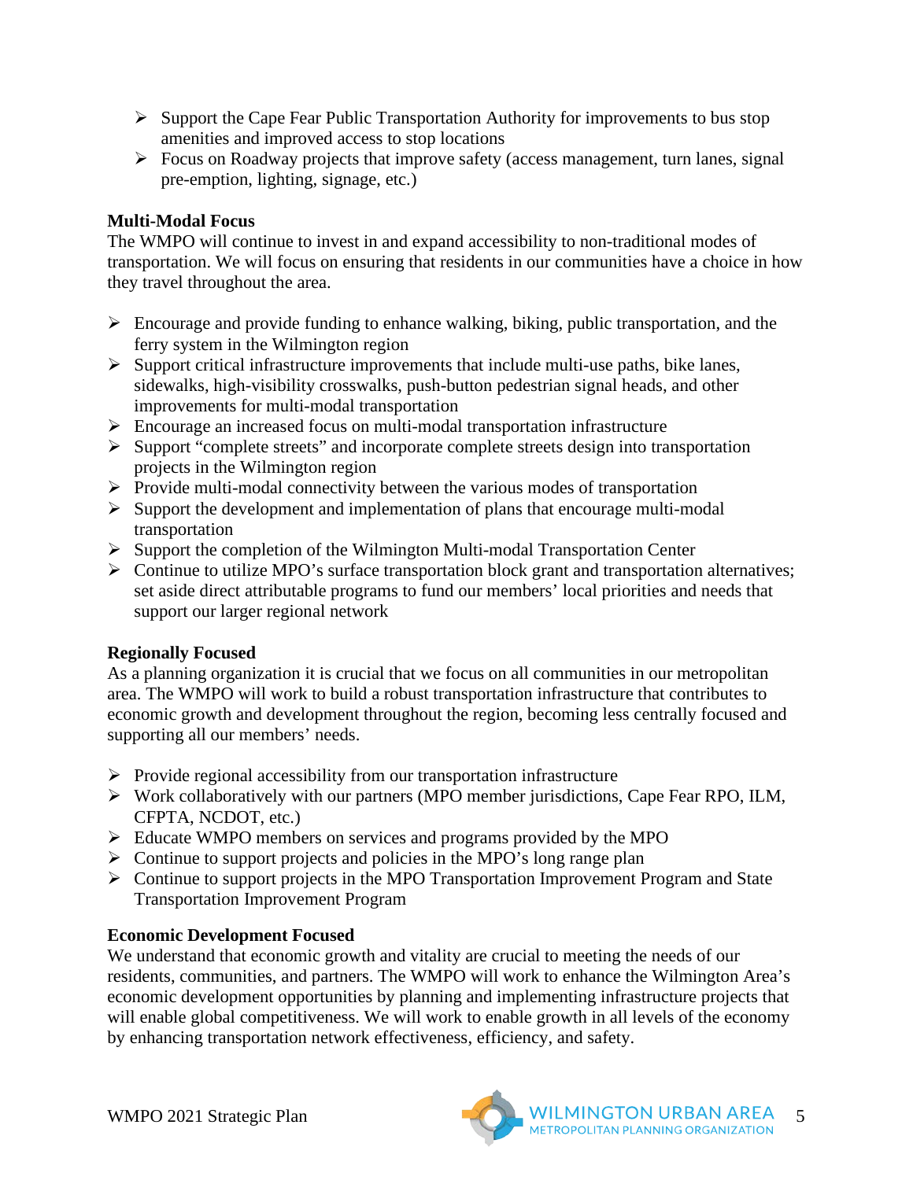- Support the Cape Fear Public Transportation Authority for improvements to bus stop amenities and improved access to stop locations
- Focus on Roadway projects that improve safety (access management, turn lanes, signal pre-emption, lighting, signage, etc.)

**Multi-Modal Focus**
The WMPO will continue to invest in and expand accessibility to non-traditional modes of transportation. We will focus on ensuring that residents in our communities have a choice in how they travel throughout the area.

- Encourage and provide funding to enhance walking, biking, public transportation, and the ferry system in the Wilmington region
- Support critical infrastructure improvements that include multi-use paths, bike lanes, sidewalks, high-visibility crosswalks, push-button pedestrian signal heads, and other improvements for multi-modal transportation
- Encourage an increased focus on multi-modal transportation infrastructure
- Support "complete streets" and incorporate complete streets design into transportation projects in the Wilmington region
- Provide multi-modal connectivity between the various modes of transportation
- Support the development and implementation of plans that encourage multi-modal transportation
- Support the completion of the Wilmington Multi-modal Transportation Center
- Continue to utilize MPO's surface transportation block grant and transportation alternatives; set aside direct attributable programs to fund our members' local priorities and needs that support our larger regional network

**Regionally Focused**
As a planning organization it is crucial that we focus on all communities in our metropolitan area. The WMPO will work to build a robust transportation infrastructure that contributes to economic growth and development throughout the region, becoming less centrally focused and supporting all our members' needs.

- Provide regional accessibility from our transportation infrastructure
- Work collaboratively with our partners (MPO member jurisdictions, Cape Fear RPO, ILM, CFPTA, NCDOT, etc.)
- Educate WMPO members on services and programs provided by the MPO
- Continue to support projects and policies in the MPO's long range plan
- Continue to support projects in the MPO Transportation Improvement Program and State Transportation Improvement Program

**Economic Development Focused**
We understand that economic growth and vitality are crucial to meeting the needs of our residents, communities, and partners. The WMPO will work to enhance the Wilmington Area's economic development opportunities by planning and implementing infrastructure projects that will enable global competitiveness. We will work to enable growth in all levels of the economy by enhancing transportation network effectiveness, efficiency, and safety.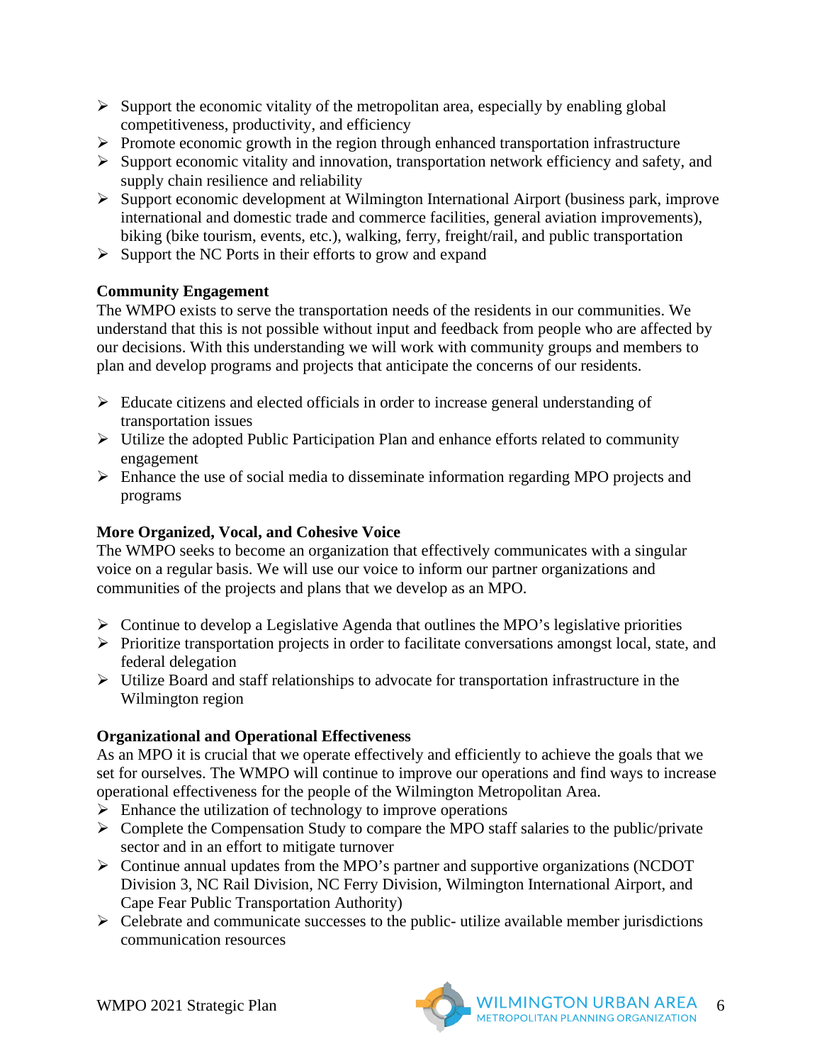- Support the economic vitality of the metropolitan area, especially by enabling global competitiveness, productivity, and efficiency
- Promote economic growth in the region through enhanced transportation infrastructure
- Support economic vitality and innovation, transportation network efficiency and safety, and supply chain resilience and reliability
- Support economic development at Wilmington International Airport (business park, improve international and domestic trade and commerce facilities, general aviation improvements), biking (bike tourism, events, etc.), walking, ferry, freight/rail, and public transportation
- Support the NC Ports in their efforts to grow and expand

**Community Engagement**

The WMPO exists to serve the transportation needs of the residents in our communities. We understand that this is not possible without input and feedback from people who are affected by our decisions. With this understanding we will work with community groups and members to plan and develop programs and projects that anticipate the concerns of our residents.

- Educate citizens and elected officials in order to increase general understanding of transportation issues
- Utilize the adopted Public Participation Plan and enhance efforts related to community engagement
- Enhance the use of social media to disseminate information regarding MPO projects and programs

**More Organized, Vocal, and Cohesive Voice**

The WMPO seeks to become an organization that effectively communicates with a singular voice on a regular basis. We will use our voice to inform our partner organizations and communities of the projects and plans that we develop as an MPO.

- Continue to develop a Legislative Agenda that outlines the MPO's legislative priorities
- Prioritize transportation projects in order to facilitate conversations amongst local, state, and federal delegation
- Utilize Board and staff relationships to advocate for transportation infrastructure in the Wilmington region

**Organizational and Operational Effectiveness**

As an MPO it is crucial that we operate effectively and efficiently to achieve the goals that we set for ourselves. The WMPO will continue to improve our operations and find ways to increase operational effectiveness for the people of the Wilmington Metropolitan Area.

- Enhance the utilization of technology to improve operations
- Complete the Compensation Study to compare the MPO staff salaries to the public/private sector and in an effort to mitigate turnover
- Continue annual updates from the MPO's partner and supportive organizations (NCDOT Division 3, NC Rail Division, NC Ferry Division, Wilmington International Airport, and Cape Fear Public Transportation Authority)
- Celebrate and communicate successes to the public- utilize available member jurisdictions communication resources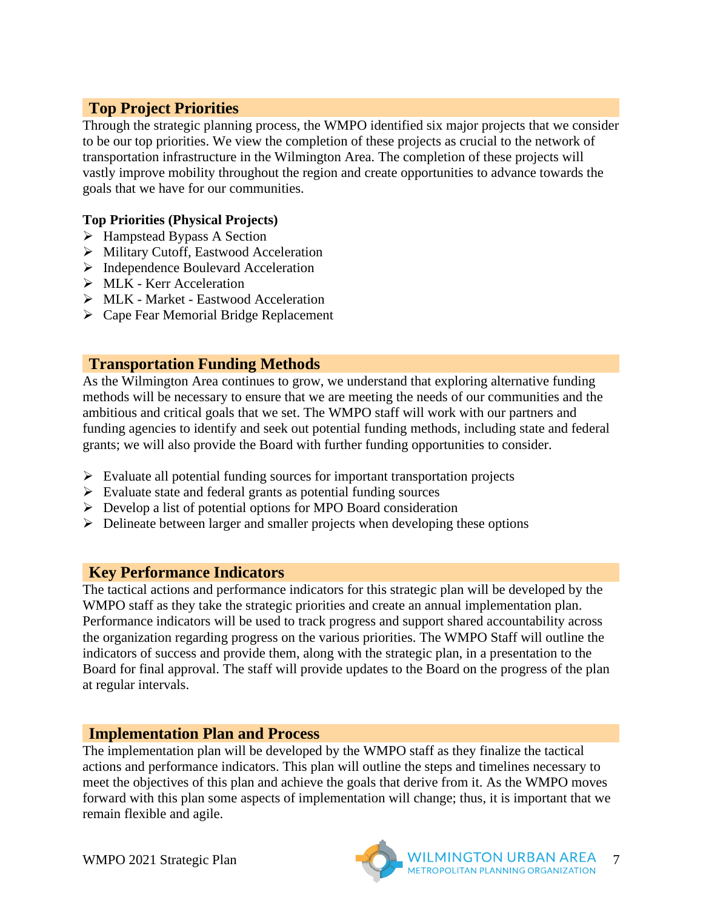## Top Project Priorities

Through the strategic planning process, the WMPO identified six major projects that we consider to be our top priorities. We view the completion of these projects as crucial to the network of transportation infrastructure in the Wilmington Area. The completion of these projects will vastly improve mobility throughout the region and create opportunities to advance towards the goals that we have for our communities.

**Top Priorities (Physical Projects)**

- Hampstead Bypass A Section
- Military Cutoff, Eastwood Acceleration
- Independence Boulevard Acceleration
- MLK - Kerr Acceleration
- MLK - Market - Eastwood Acceleration
- Cape Fear Memorial Bridge Replacement

## Transportation Funding Methods

As the Wilmington Area continues to grow, we understand that exploring alternative funding methods will be necessary to ensure that we are meeting the needs of our communities and the ambitious and critical goals that we set. The WMPO staff will work with our partners and funding agencies to identify and seek out potential funding methods, including state and federal grants; we will also provide the Board with further funding opportunities to consider.

- Evaluate all potential funding sources for important transportation projects
- Evaluate state and federal grants as potential funding sources
- Develop a list of potential options for MPO Board consideration
- Delineate between larger and smaller projects when developing these options

## Key Performance Indicators

The tactical actions and performance indicators for this strategic plan will be developed by the WMPO staff as they take the strategic priorities and create an annual implementation plan. Performance indicators will be used to track progress and support shared accountability across the organization regarding progress on the various priorities. The WMPO Staff will outline the indicators of success and provide them, along with the strategic plan, in a presentation to the Board for final approval. The staff will provide updates to the Board on the progress of the plan at regular intervals.

## Implementation Plan and Process

The implementation plan will be developed by the WMPO staff as they finalize the tactical actions and performance indicators. This plan will outline the steps and timelines necessary to meet the objectives of this plan and achieve the goals that derive from it. As the WMPO moves forward with this plan some aspects of implementation will change; thus, it is important that we remain flexible and agile.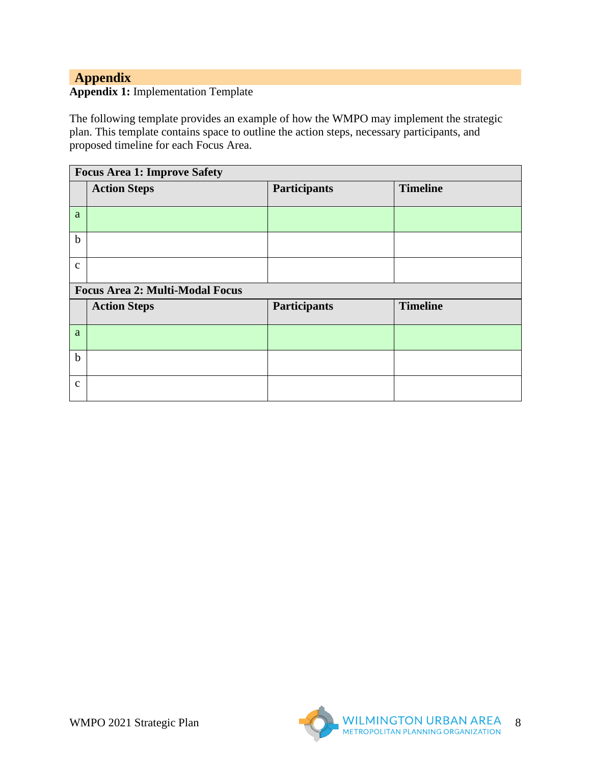## Appendix

**Appendix 1:** Implementation Template

The following template provides an example of how the WMPO may implement the strategic plan. This template contains space to outline the action steps, necessary participants, and proposed timeline for each Focus Area.

| **Focus Area 1: Improve Safety** | | | |
|---|---|---|---|
| | **Action Steps** | **Participants** | **Timeline** |
| a | | | |
| b | | | |
| c | | | |
| **Focus Area 2: Multi-Modal Focus** | | | |
| | **Action Steps** | **Participants** | **Timeline** |
| a | | | |
| b | | | |
| c | | | |